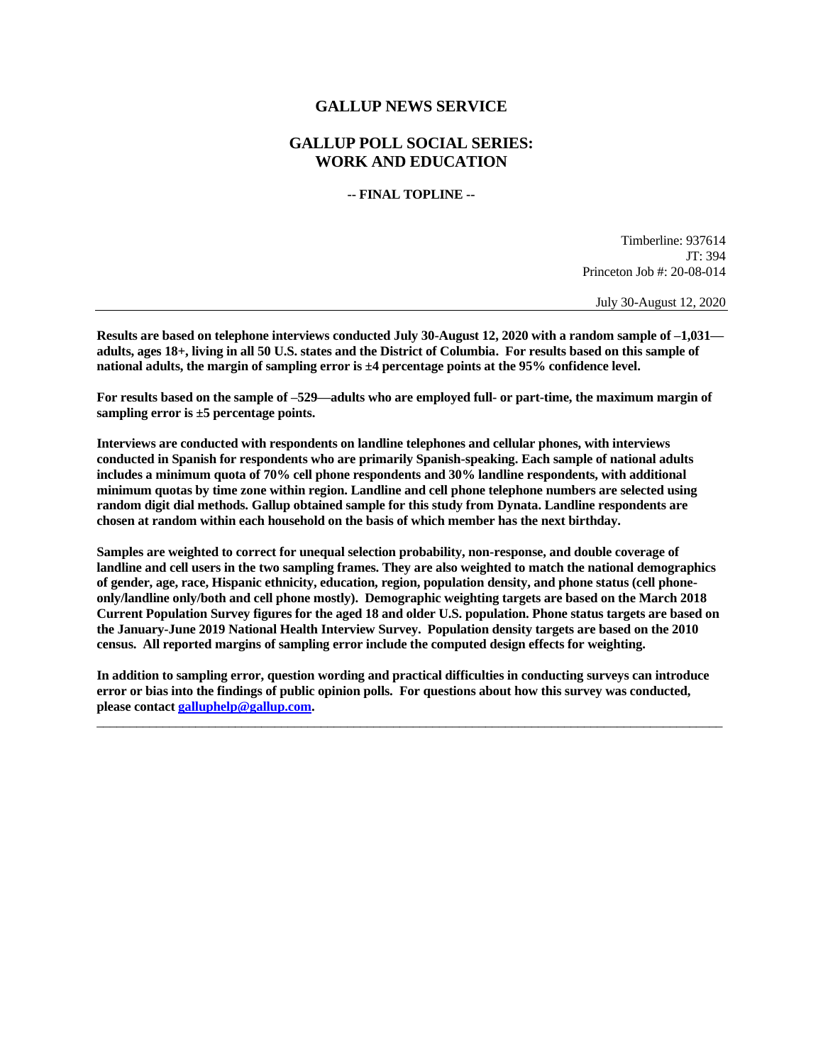# GALLUP NEWS SERVICE

## GALLUP POLL SOCIAL SERIES: WORK AND EDUCATION

**-- FINAL TOPLINE --**

Timberline: 937614
JT: 394
Princeton Job #: 20-08-014

July 30-August 12, 2020

---

**Results are based on telephone interviews conducted July 30-August 12, 2020 with a random sample of –1,031—adults, ages 18+, living in all 50 U.S. states and the District of Columbia. For results based on this sample of national adults, the margin of sampling error is ±4 percentage points at the 95% confidence level.**

**For results based on the sample of –529—adults who are employed full- or part-time, the maximum margin of sampling error is ±5 percentage points.**

**Interviews are conducted with respondents on landline telephones and cellular phones, with interviews conducted in Spanish for respondents who are primarily Spanish-speaking. Each sample of national adults includes a minimum quota of 70% cell phone respondents and 30% landline respondents, with additional minimum quotas by time zone within region. Landline and cell phone telephone numbers are selected using random digit dial methods. Gallup obtained sample for this study from Dynata. Landline respondents are chosen at random within each household on the basis of which member has the next birthday.**

**Samples are weighted to correct for unequal selection probability, non-response, and double coverage of landline and cell users in the two sampling frames. They are also weighted to match the national demographics of gender, age, race, Hispanic ethnicity, education, region, population density, and phone status (cell phone-only/landline only/both and cell phone mostly). Demographic weighting targets are based on the March 2018 Current Population Survey figures for the aged 18 and older U.S. population. Phone status targets are based on the January-June 2019 National Health Interview Survey. Population density targets are based on the 2010 census. All reported margins of sampling error include the computed design effects for weighting.**

**In addition to sampling error, question wording and practical difficulties in conducting surveys can introduce error or bias into the findings of public opinion polls. For questions about how this survey was conducted, please contact galluphelp@gallup.com.**

---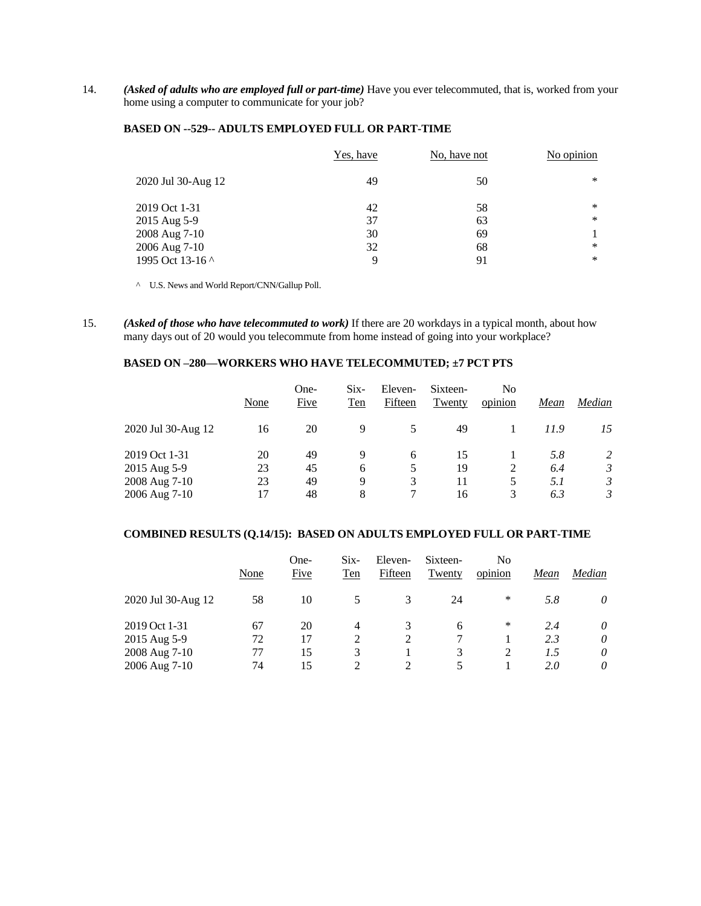14. ***(Asked of adults who are employed full or part-time)*** Have you ever telecommuted, that is, worked from your home using a computer to communicate for your job?

**BASED ON --529-- ADULTS EMPLOYED FULL OR PART-TIME**

| | Yes, have | No, have not | No opinion |
|---|---|---|---|
| 2020 Jul 30-Aug 12 | 49 | 50 | * |
| 2019 Oct 1-31 | 42 | 58 | * |
| 2015 Aug 5-9 | 37 | 63 | * |
| 2008 Aug 7-10 | 30 | 69 | 1 |
| 2006 Aug 7-10 | 32 | 68 | * |
| 1995 Oct 13-16 ^ | 9 | 91 | * |

^ U.S. News and World Report/CNN/Gallup Poll.

15. ***(Asked of those who have telecommuted to work)*** If there are 20 workdays in a typical month, about how many days out of 20 would you telecommute from home instead of going into your workplace?

**BASED ON –280—WORKERS WHO HAVE TELECOMMUTED; ±7 PCT PTS**

| | None | One-Five | Six-Ten | Eleven-Fifteen | Sixteen-Twenty | No opinion | *Mean* | *Median* |
|---|---|---|---|---|---|---|---|---|
| 2020 Jul 30-Aug 12 | 16 | 20 | 9 | 5 | 49 | 1 | *11.9* | *15* |
| 2019 Oct 1-31 | 20 | 49 | 9 | 6 | 15 | 1 | *5.8* | *2* |
| 2015 Aug 5-9 | 23 | 45 | 6 | 5 | 19 | 2 | *6.4* | *3* |
| 2008 Aug 7-10 | 23 | 49 | 9 | 3 | 11 | 5 | *5.1* | *3* |
| 2006 Aug 7-10 | 17 | 48 | 8 | 7 | 16 | 3 | *6.3* | *3* |

**COMBINED RESULTS (Q.14/15): BASED ON ADULTS EMPLOYED FULL OR PART-TIME**

| | None | One-Five | Six-Ten | Eleven-Fifteen | Sixteen-Twenty | No opinion | *Mean* | *Median* |
|---|---|---|---|---|---|---|---|---|
| 2020 Jul 30-Aug 12 | 58 | 10 | 5 | 3 | 24 | * | *5.8* | *0* |
| 2019 Oct 1-31 | 67 | 20 | 4 | 3 | 6 | * | *2.4* | *0* |
| 2015 Aug 5-9 | 72 | 17 | 2 | 2 | 7 | 1 | *2.3* | *0* |
| 2008 Aug 7-10 | 77 | 15 | 3 | 1 | 3 | 2 | *1.5* | *0* |
| 2006 Aug 7-10 | 74 | 15 | 2 | 2 | 5 | 1 | *2.0* | *0* |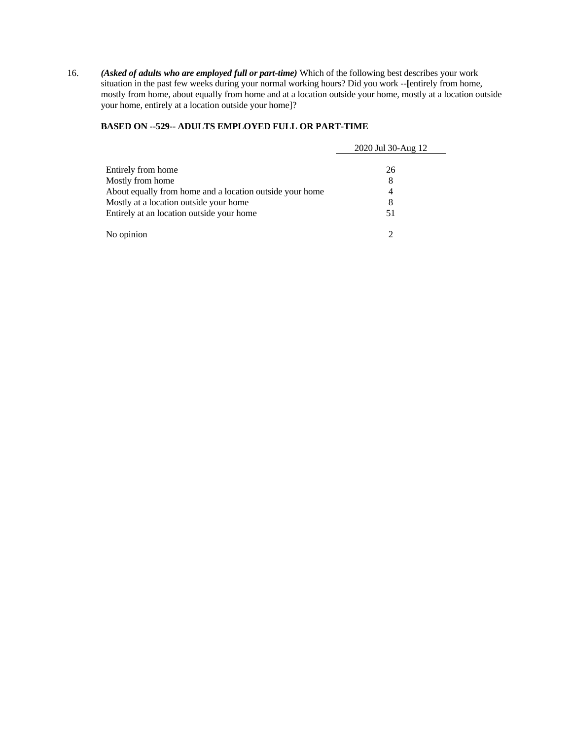16. ***(Asked of adults who are employed full or part-time)*** Which of the following best describes your work situation in the past few weeks during your normal working hours? Did you work --**[**entirely from home, mostly from home, about equally from home and at a location outside your home, mostly at a location outside your home, entirely at a location outside your home]?

**BASED ON --529-- ADULTS EMPLOYED FULL OR PART-TIME**

| | 2020 Jul 30-Aug 12 |
|---|---|
| Entirely from home | 26 |
| Mostly from home | 8 |
| About equally from home and a location outside your home | 4 |
| Mostly at a location outside your home | 8 |
| Entirely at an location outside your home | 51 |
| No opinion | 2 |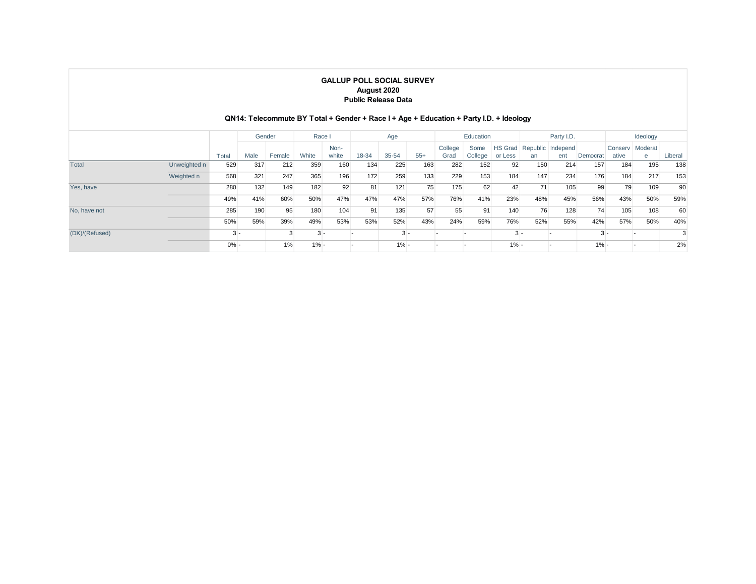**GALLUP POLL SOCIAL SURVEY**
**August 2020**
**Public Release Data**

**QN14: Telecommute BY Total + Gender + Race I + Age + Education + Party I.D. + Ideology**

| | | | Gender | | Race I | | Age | | | Education | | | Party I.D. | | | Ideology | | |
|---|---|---|---|---|---|---|---|---|---|---|---|---|---|---|---|---|---|---|
| | | Total | Male | Female | White | Non-white | 18-34 | 35-54 | 55+ | College Grad | Some College | HS Grad or Less | Republican | Independent | Democrat | Conservative | Moderate | Liberal |
| Total | Unweighted n | 529 | 317 | 212 | 359 | 160 | 134 | 225 | 163 | 282 | 152 | 92 | 150 | 214 | 157 | 184 | 195 | 138 |
| | Weighted n | 568 | 321 | 247 | 365 | 196 | 172 | 259 | 133 | 229 | 153 | 184 | 147 | 234 | 176 | 184 | 217 | 153 |
| Yes, have | | 280 | 132 | 149 | 182 | 92 | 81 | 121 | 75 | 175 | 62 | 42 | 71 | 105 | 99 | 79 | 109 | 90 |
| | | 49% | 41% | 60% | 50% | 47% | 47% | 47% | 57% | 76% | 41% | 23% | 48% | 45% | 56% | 43% | 50% | 59% |
| No, have not | | 285 | 190 | 95 | 180 | 104 | 91 | 135 | 57 | 55 | 91 | 140 | 76 | 128 | 74 | 105 | 108 | 60 |
| | | 50% | 59% | 39% | 49% | 53% | 53% | 52% | 43% | 24% | 59% | 76% | 52% | 55% | 42% | 57% | 50% | 40% |
| (DK)/(Refused) | | 3 | - | 3 | 3 | - | - | 3 | - | - | - | 3 | - | - | 3 | - | - | 3 |
| | | 0% | - | 1% | 1% | - | - | 1% | - | - | - | 1% | - | - | 1% | - | - | 2% |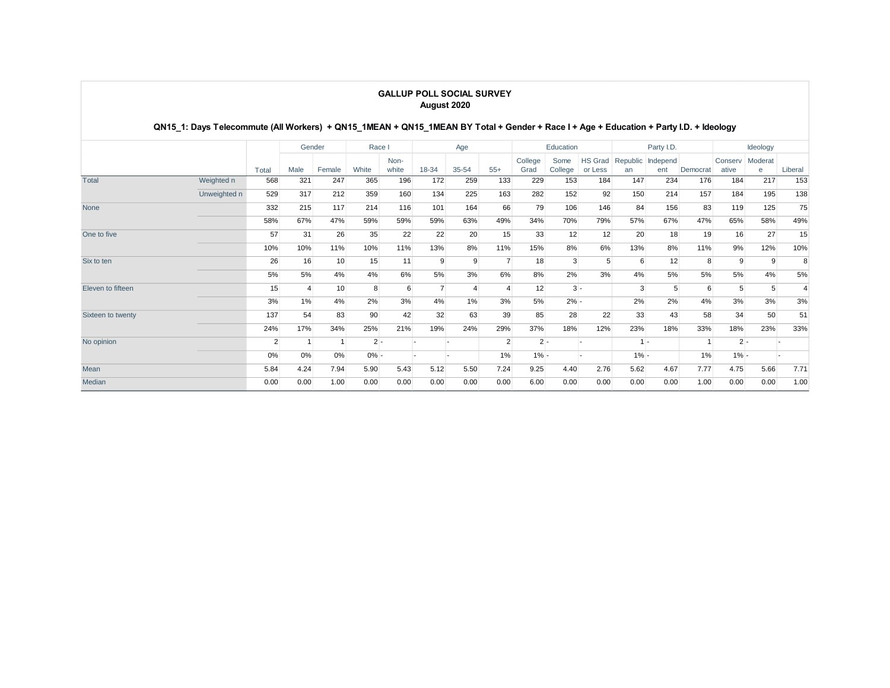## GALLUP POLL SOCIAL SURVEY
### August 2020

**QN15_1: Days Telecommute (All Workers) + QN15_1MEAN + QN15_1MEAN BY Total + Gender + Race I + Age + Education + Party I.D. + Ideology**

| | | | Gender | | Race I | | Age | | | Education | | | Party I.D. | | | Ideology | | |
|---|---|---|---|---|---|---|---|---|---|---|---|---|---|---|---|---|---|---|
| | | Total | Male | Female | White | Non-white | 18-34 | 35-54 | 55+ | College Grad | Some College | HS Grad or Less | Republican | Independent | Democrat | Conservative | Moderate | Liberal |
| Total | Weighted n | 568 | 321 | 247 | 365 | 196 | 172 | 259 | 133 | 229 | 153 | 184 | 147 | 234 | 176 | 184 | 217 | 153 |
| | Unweighted n | 529 | 317 | 212 | 359 | 160 | 134 | 225 | 163 | 282 | 152 | 92 | 150 | 214 | 157 | 184 | 195 | 138 |
| None | | 332 | 215 | 117 | 214 | 116 | 101 | 164 | 66 | 79 | 106 | 146 | 84 | 156 | 83 | 119 | 125 | 75 |
| | | 58% | 67% | 47% | 59% | 59% | 59% | 63% | 49% | 34% | 70% | 79% | 57% | 67% | 47% | 65% | 58% | 49% |
| One to five | | 57 | 31 | 26 | 35 | 22 | 22 | 20 | 15 | 33 | 12 | 12 | 20 | 18 | 19 | 16 | 27 | 15 |
| | | 10% | 10% | 11% | 10% | 11% | 13% | 8% | 11% | 15% | 8% | 6% | 13% | 8% | 11% | 9% | 12% | 10% |
| Six to ten | | 26 | 16 | 10 | 15 | 11 | 9 | 9 | 7 | 18 | 3 | 5 | 6 | 12 | 8 | 9 | 9 | 8 |
| | | 5% | 5% | 4% | 4% | 6% | 5% | 3% | 6% | 8% | 2% | 3% | 4% | 5% | 5% | 5% | 4% | 5% |
| Eleven to fifteen | | 15 | 4 | 10 | 8 | 6 | 7 | 4 | 4 | 12 | 3 | - | 3 | 5 | 6 | 5 | 5 | 4 |
| | | 3% | 1% | 4% | 2% | 3% | 4% | 1% | 3% | 5% | 2% | - | 2% | 2% | 4% | 3% | 3% | 3% |
| Sixteen to twenty | | 137 | 54 | 83 | 90 | 42 | 32 | 63 | 39 | 85 | 28 | 22 | 33 | 43 | 58 | 34 | 50 | 51 |
| | | 24% | 17% | 34% | 25% | 21% | 19% | 24% | 29% | 37% | 18% | 12% | 23% | 18% | 33% | 18% | 23% | 33% |
| No opinion | | 2 | 1 | 1 | 2 | - | - | - | 2 | 2 | - | - | 1 | - | 1 | 2 | - | - |
| | | 0% | 0% | 0% | 0% | - | - | - | 1% | 1% | - | - | 1% | - | 1% | 1% | - | - |
| Mean | | 5.84 | 4.24 | 7.94 | 5.90 | 5.43 | 5.12 | 5.50 | 7.24 | 9.25 | 4.40 | 2.76 | 5.62 | 4.67 | 7.77 | 4.75 | 5.66 | 7.71 |
| Median | | 0.00 | 0.00 | 1.00 | 0.00 | 0.00 | 0.00 | 0.00 | 0.00 | 6.00 | 0.00 | 0.00 | 0.00 | 0.00 | 1.00 | 0.00 | 0.00 | 1.00 |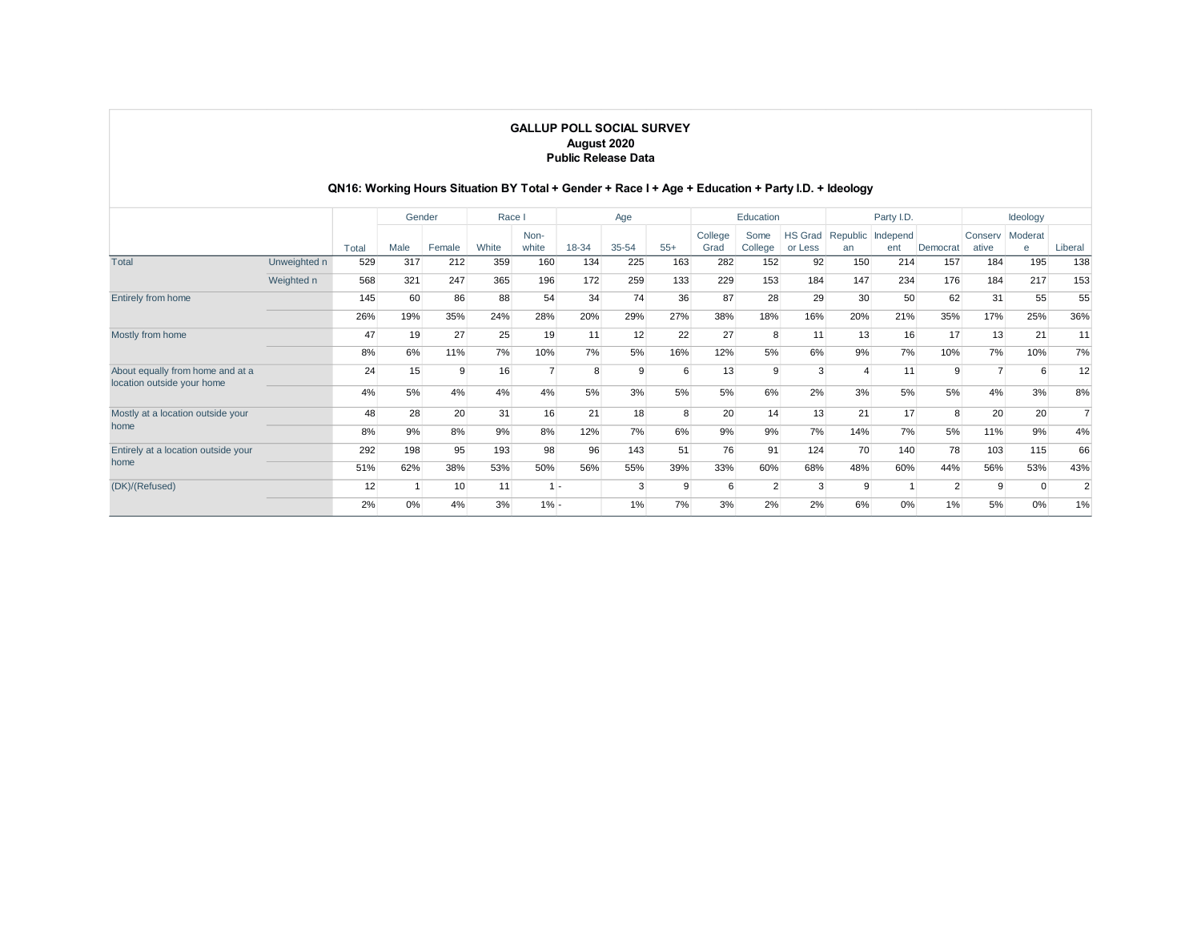**GALLUP POLL SOCIAL SURVEY**
**August 2020**
**Public Release Data**

**QN16: Working Hours Situation BY Total + Gender + Race I + Age + Education + Party I.D. + Ideology**

| | | | Gender | | Race I | | Age | | | Education | | | Party I.D. | | | Ideology | | |
|---|---|---|---|---|---|---|---|---|---|---|---|---|---|---|---|---|---|---|
| | | Total | Male | Female | White | Non-white | 18-34 | 35-54 | 55+ | College Grad | Some College | HS Grad or Less | Republican | Independent | Democrat | Conservative | Moderate | Liberal |
| Total | Unweighted n | 529 | 317 | 212 | 359 | 160 | 134 | 225 | 163 | 282 | 152 | 92 | 150 | 214 | 157 | 184 | 195 | 138 |
| | Weighted n | 568 | 321 | 247 | 365 | 196 | 172 | 259 | 133 | 229 | 153 | 184 | 147 | 234 | 176 | 184 | 217 | 153 |
| Entirely from home | | 145 | 60 | 86 | 88 | 54 | 34 | 74 | 36 | 87 | 28 | 29 | 30 | 50 | 62 | 31 | 55 | 55 |
| | | 26% | 19% | 35% | 24% | 28% | 20% | 29% | 27% | 38% | 18% | 16% | 20% | 21% | 35% | 17% | 25% | 36% |
| Mostly from home | | 47 | 19 | 27 | 25 | 19 | 11 | 12 | 22 | 27 | 8 | 11 | 13 | 16 | 17 | 13 | 21 | 11 |
| | | 8% | 6% | 11% | 7% | 10% | 7% | 5% | 16% | 12% | 5% | 6% | 9% | 7% | 10% | 7% | 10% | 7% |
| About equally from home and at a location outside your home | | 24 | 15 | 9 | 16 | 7 | 8 | 9 | 6 | 13 | 9 | 3 | 4 | 11 | 9 | 7 | 6 | 12 |
| | | 4% | 5% | 4% | 4% | 4% | 5% | 3% | 5% | 5% | 6% | 2% | 3% | 5% | 5% | 4% | 3% | 8% |
| Mostly at a location outside your home | | 48 | 28 | 20 | 31 | 16 | 21 | 18 | 8 | 20 | 14 | 13 | 21 | 17 | 8 | 20 | 20 | 7 |
| | | 8% | 9% | 8% | 9% | 8% | 12% | 7% | 6% | 9% | 9% | 7% | 14% | 7% | 5% | 11% | 9% | 4% |
| Entirely at a location outside your home | | 292 | 198 | 95 | 193 | 98 | 96 | 143 | 51 | 76 | 91 | 124 | 70 | 140 | 78 | 103 | 115 | 66 |
| | | 51% | 62% | 38% | 53% | 50% | 56% | 55% | 39% | 33% | 60% | 68% | 48% | 60% | 44% | 56% | 53% | 43% |
| (DK)/(Refused) | | 12 | 1 | 10 | 11 | 1 | - | 3 | 9 | 6 | 2 | 3 | 9 | 1 | 2 | 9 | 0 | 2 |
| | | 2% | 0% | 4% | 3% | 1% | - | 1% | 7% | 3% | 2% | 2% | 6% | 0% | 1% | 5% | 0% | 1% |